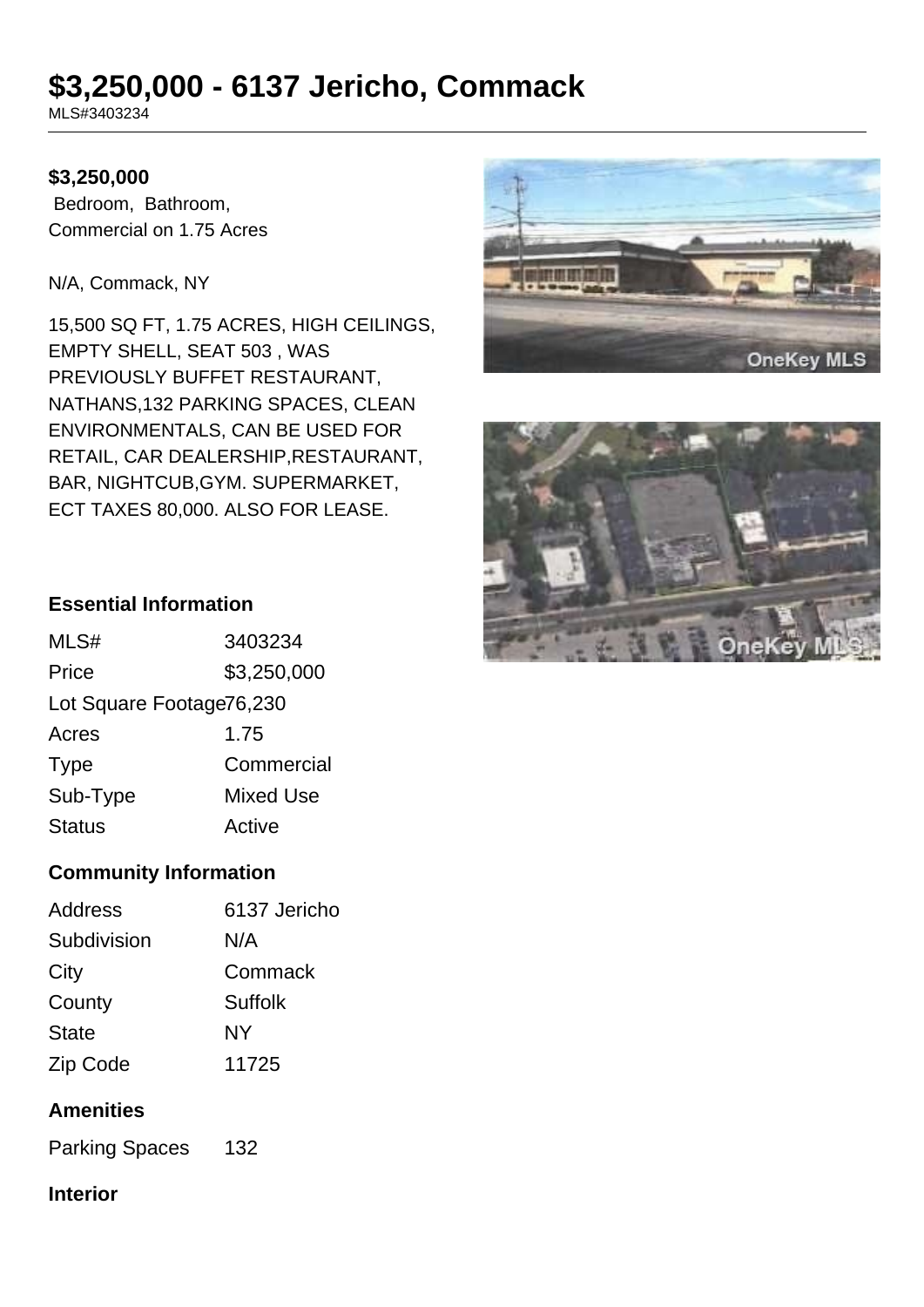# $3,250,000 - 6137 Jericho, Commack

MLS#3403234

**$3,250,000**

Bedroom, Bathroom,
Commercial on 1.75 Acres

N/A, Commack, NY

15,500 SQ FT, 1.75 ACRES, HIGH CEILINGS, EMPTY SHELL, SEAT 503 , WAS PREVIOUSLY BUFFET RESTAURANT, NATHANS,132 PARKING SPACES, CLEAN ENVIRONMENTALS, CAN BE USED FOR RETAIL, CAR DEALERSHIP,RESTAURANT, BAR, NIGHTCUB,GYM. SUPERMARKET, ECT TAXES 80,000. ALSO FOR LEASE.

## Essential Information

| | |
|---|---|
| MLS# | 3403234 |
| Price | $3,250,000 |
| Lot Square Footage | 76,230 |
| Acres | 1.75 |
| Type | Commercial |
| Sub-Type | Mixed Use |
| Status | Active |

## Community Information

| | |
|---|---|
| Address | 6137 Jericho |
| Subdivision | N/A |
| City | Commack |
| County | Suffolk |
| State | NY |
| Zip Code | 11725 |

## Amenities

| | |
|---|---|
| Parking Spaces | 132 |

## Interior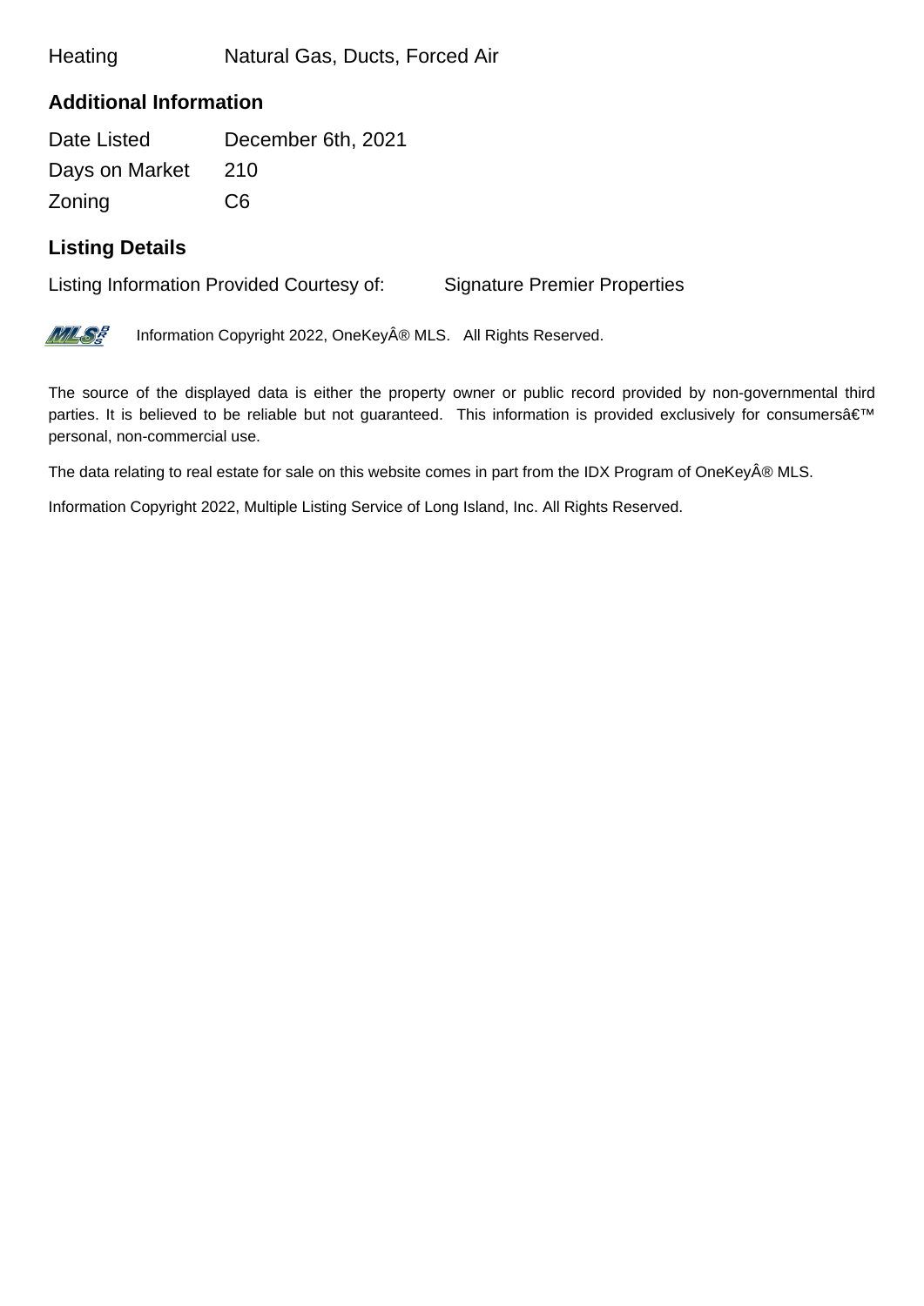| | |
|---|---|
| Heating | Natural Gas, Ducts, Forced Air |

## Additional Information

| | |
|---|---|
| Date Listed | December 6th, 2021 |
| Days on Market | 210 |
| Zoning | C6 |

## Listing Details

Listing Information Provided Courtesy of: Signature Premier Properties

Information Copyright 2022, OneKeyÂ® MLS. All Rights Reserved.

The source of the displayed data is either the property owner or public record provided by non-governmental third parties. It is believed to be reliable but not guaranteed. This information is provided exclusively for consumersâ€™ personal, non-commercial use.

The data relating to real estate for sale on this website comes in part from the IDX Program of OneKeyÂ® MLS.

Information Copyright 2022, Multiple Listing Service of Long Island, Inc. All Rights Reserved.